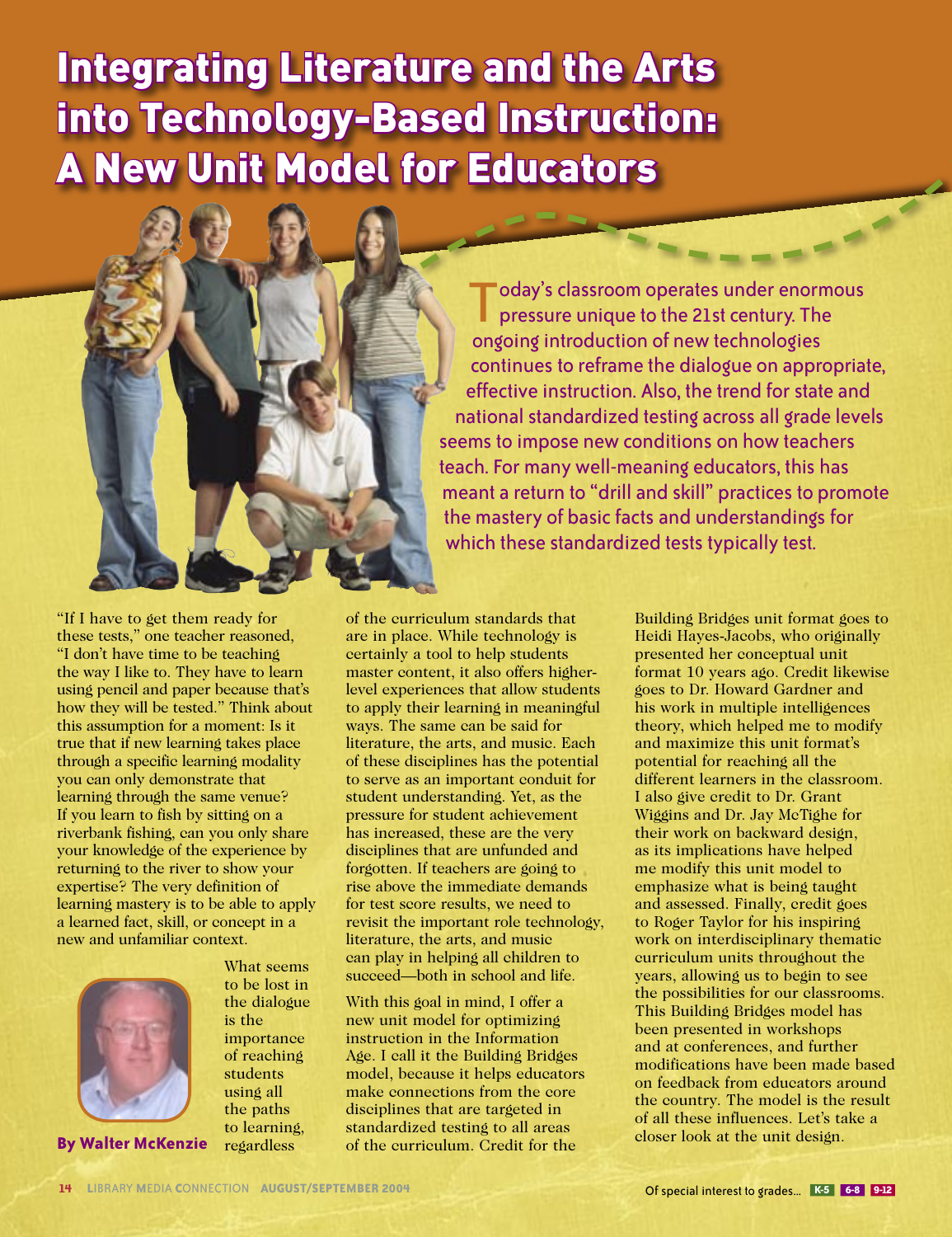# Integrating Literature and the Arts into Technology-Based Instruction: A New Unit Model for Educators

Today's classroom operates under enormous pressure unique to the 21st century. The ongoing introduction of new technologies continues to reframe the dialogue on appropriate, effective instruction. Also, the trend for state and national standardized testing across all grade levels seems to impose new conditions on how teachers teach. For many well-meaning educators, this has meant a return to "drill and skill" practices to promote the mastery of basic facts and understandings for which these standardized tests typically test.

**By Walter McKenzie**

"If I have to get them ready for these tests," one teacher reasoned, "I don't have time to be teaching the way I like to. They have to learn using pencil and paper because that's how they will be tested." Think about this assumption for a moment: Is it true that if new learning takes place through a specific learning modality you can only demonstrate that learning through the same venue? If you learn to fish by sitting on a riverbank fishing, can you only share your knowledge of the experience by returning to the river to show your expertise? The very definition of learning mastery is to be able to apply a learned fact, skill, or concept in a new and unfamiliar context.

What seems to be lost in the dialogue is the importance of reaching students using all the paths to learning, regardless of the curriculum standards that are in place. While technology is certainly a tool to help students master content, it also offers higher-level experiences that allow students to apply their learning in meaningful ways. The same can be said for literature, the arts, and music. Each of these disciplines has the potential to serve as an important conduit for student understanding. Yet, as the pressure for student achievement has increased, these are the very disciplines that are unfunded and forgotten. If teachers are going to rise above the immediate demands for test score results, we need to revisit the important role technology, literature, the arts, and music can play in helping all children to succeed—both in school and life.

With this goal in mind, I offer a new unit model for optimizing instruction in the Information Age. I call it the Building Bridges model, because it helps educators make connections from the core disciplines that are targeted in standardized testing to all areas of the curriculum. Credit for the Building Bridges unit format goes to Heidi Hayes-Jacobs, who originally presented her conceptual unit format 10 years ago. Credit likewise goes to Dr. Howard Gardner and his work in multiple intelligences theory, which helped me to modify and maximize this unit format's potential for reaching all the different learners in the classroom. I also give credit to Dr. Grant Wiggins and Dr. Jay McTighe for their work on backward design, as its implications have helped me modify this unit model to emphasize what is being taught and assessed. Finally, credit goes to Roger Taylor for his inspiring work on interdisciplinary thematic curriculum units throughout the years, allowing us to begin to see the possibilities for our classrooms. This Building Bridges model has been presented in workshops and at conferences, and further modifications have been made based on feedback from educators around the country. The model is the result of all these influences. Let's take a closer look at the unit design.

Of special interest to grades... K-5 6-8 9-12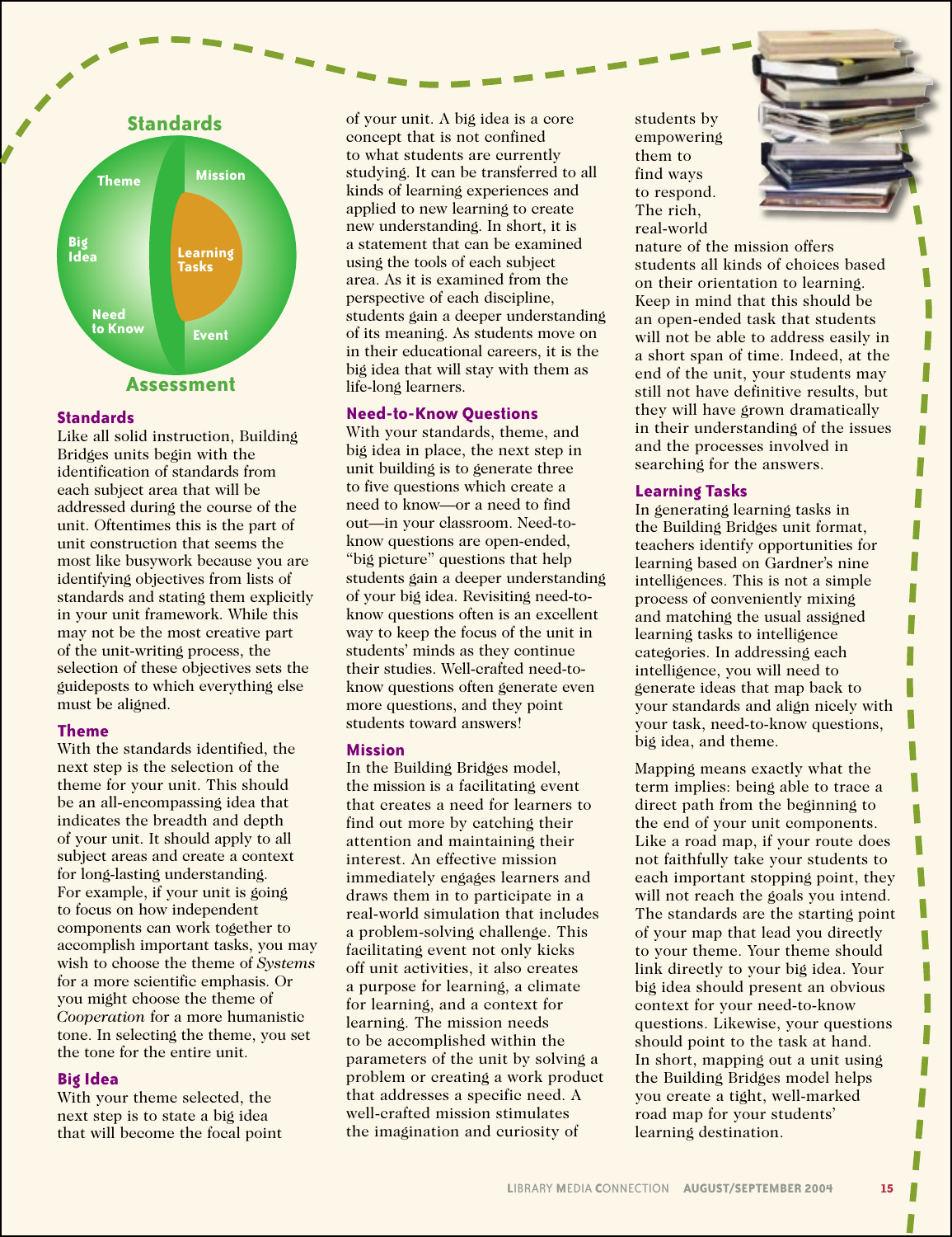Standards

Theme | Mission | Big Idea | Learning Tasks | Need to Know | Event

Assessment

### Standards

Like all solid instruction, Building Bridges units begin with the identification of standards from each subject area that will be addressed during the course of the unit. Oftentimes this is the part of unit construction that seems the most like busywork because you are identifying objectives from lists of standards and stating them explicitly in your unit framework. While this may not be the most creative part of the unit-writing process, the selection of these objectives sets the guideposts to which everything else must be aligned.

### Theme

With the standards identified, the next step is the selection of the theme for your unit. This should be an all-encompassing idea that indicates the breadth and depth of your unit. It should apply to all subject areas and create a context for long-lasting understanding. For example, if your unit is going to focus on how independent components can work together to accomplish important tasks, you may wish to choose the theme of *Systems* for a more scientific emphasis. Or you might choose the theme of *Cooperation* for a more humanistic tone. In selecting the theme, you set the tone for the entire unit.

### Big Idea

With your theme selected, the next step is to state a big idea that will become the focal point of your unit. A big idea is a core concept that is not confined to what students are currently studying. It can be transferred to all kinds of learning experiences and applied to new learning to create new understanding. In short, it is a statement that can be examined using the tools of each subject area. As it is examined from the perspective of each discipline, students gain a deeper understanding of its meaning. As students move on in their educational careers, it is the big idea that will stay with them as life-long learners.

### Need-to-Know Questions

With your standards, theme, and big idea in place, the next step in unit building is to generate three to five questions which create a need to know—or a need to find out—in your classroom. Need-to-know questions are open-ended, "big picture" questions that help students gain a deeper understanding of your big idea. Revisiting need-to-know questions often is an excellent way to keep the focus of the unit in students' minds as they continue their studies. Well-crafted need-to-know questions often generate even more questions, and they point students toward answers!

### Mission

In the Building Bridges model, the mission is a facilitating event that creates a need for learners to find out more by catching their attention and maintaining their interest. An effective mission immediately engages learners and draws them in to participate in a real-world simulation that includes a problem-solving challenge. This facilitating event not only kicks off unit activities, it also creates a purpose for learning, a climate for learning, and a context for learning. The mission needs to be accomplished within the parameters of the unit by solving a problem or creating a work product that addresses a specific need. A well-crafted mission stimulates the imagination and curiosity of students by empowering them to find ways to respond. The rich, real-world nature of the mission offers students all kinds of choices based on their orientation to learning. Keep in mind that this should be an open-ended task that students will not be able to address easily in a short span of time. Indeed, at the end of the unit, your students may still not have definitive results, but they will have grown dramatically in their understanding of the issues and the processes involved in searching for the answers.

### Learning Tasks

In generating learning tasks in the Building Bridges unit format, teachers identify opportunities for learning based on Gardner's nine intelligences. This is not a simple process of conveniently mixing and matching the usual assigned learning tasks to intelligence categories. In addressing each intelligence, you will need to generate ideas that map back to your standards and align nicely with your task, need-to-know questions, big idea, and theme.

Mapping means exactly what the term implies: being able to trace a direct path from the beginning to the end of your unit components. Like a road map, if your route does not faithfully take your students to each important stopping point, they will not reach the goals you intend. The standards are the starting point of your map that lead you directly to your theme. Your theme should link directly to your big idea. Your big idea should present an obvious context for your need-to-know questions. Likewise, your questions should point to the task at hand. In short, mapping out a unit using the Building Bridges model helps you create a tight, well-marked road map for your students' learning destination.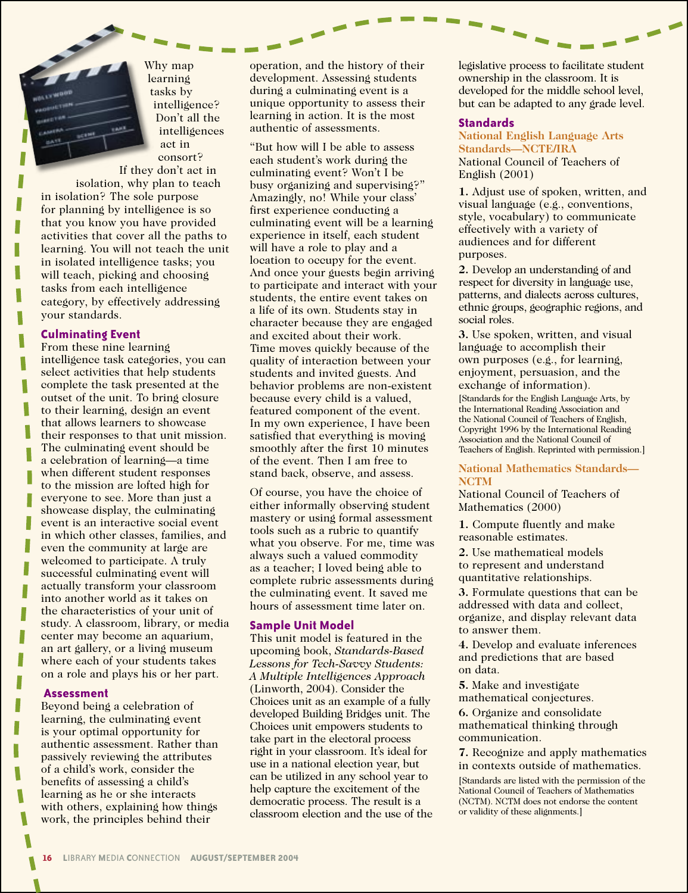Why map learning tasks by intelligence? Don't all the intelligences act in consort? If they don't act in isolation, why plan to teach in isolation? The sole purpose for planning by intelligence is so that you know you have provided activities that cover all the paths to learning. You will not teach the unit in isolated intelligence tasks; you will teach, picking and choosing tasks from each intelligence category, by effectively addressing your standards.

## Culminating Event

From these nine learning intelligence task categories, you can select activities that help students complete the task presented at the outset of the unit. To bring closure to their learning, design an event that allows learners to showcase their responses to that unit mission. The culminating event should be a celebration of learning—a time when different student responses to the mission are lofted high for everyone to see. More than just a showcase display, the culminating event is an interactive social event in which other classes, families, and even the community at large are welcomed to participate. A truly successful culminating event will actually transform your classroom into another world as it takes on the characteristics of your unit of study. A classroom, library, or media center may become an aquarium, an art gallery, or a living museum where each of your students takes on a role and plays his or her part.

## Assessment

Beyond being a celebration of learning, the culminating event is your optimal opportunity for authentic assessment. Rather than passively reviewing the attributes of a child's work, consider the benefits of assessing a child's learning as he or she interacts with others, explaining how things work, the principles behind their operation, and the history of their development. Assessing students during a culminating event is a unique opportunity to assess their learning in action. It is the most authentic of assessments.

"But how will I be able to assess each student's work during the culminating event? Won't I be busy organizing and supervising?" Amazingly, no! While your class' first experience conducting a culminating event will be a learning experience in itself, each student will have a role to play and a location to occupy for the event. And once your guests begin arriving to participate and interact with your students, the entire event takes on a life of its own. Students stay in character because they are engaged and excited about their work. Time moves quickly because of the quality of interaction between your students and invited guests. And behavior problems are non-existent because every child is a valued, featured component of the event. In my own experience, I have been satisfied that everything is moving smoothly after the first 10 minutes of the event. Then I am free to stand back, observe, and assess.

Of course, you have the choice of either informally observing student mastery or using formal assessment tools such as a rubric to quantify what you observe. For me, time was always such a valued commodity as a teacher; I loved being able to complete rubric assessments during the culminating event. It saved me hours of assessment time later on.

## Sample Unit Model

This unit model is featured in the upcoming book, *Standards-Based Lessons for Tech-Savvy Students: A Multiple Intelligences Approach* (Linworth, 2004). Consider the Choices unit as an example of a fully developed Building Bridges unit. The Choices unit empowers students to take part in the electoral process right in your classroom. It's ideal for use in a national election year, but can be utilized in any school year to help capture the excitement of the democratic process. The result is a classroom election and the use of the legislative process to facilitate student ownership in the classroom. It is developed for the middle school level, but can be adapted to any grade level.

## Standards

### National English Language Arts Standards—NCTE/IRA

National Council of Teachers of English (2001)

**1.** Adjust use of spoken, written, and visual language (e.g., conventions, style, vocabulary) to communicate effectively with a variety of audiences and for different purposes.

**2.** Develop an understanding of and respect for diversity in language use, patterns, and dialects across cultures, ethnic groups, geographic regions, and social roles.

**3.** Use spoken, written, and visual language to accomplish their own purposes (e.g., for learning, enjoyment, persuasion, and the exchange of information).

[Standards for the English Language Arts, by the International Reading Association and the National Council of Teachers of English, Copyright 1996 by the International Reading Association and the National Council of Teachers of English. Reprinted with permission.]

### National Mathematics Standards—NCTM

National Council of Teachers of Mathematics (2000)

**1.** Compute fluently and make reasonable estimates.

**2.** Use mathematical models to represent and understand quantitative relationships.

**3.** Formulate questions that can be addressed with data and collect, organize, and display relevant data to answer them.

**4.** Develop and evaluate inferences and predictions that are based on data.

**5.** Make and investigate mathematical conjectures.

**6.** Organize and consolidate mathematical thinking through communication.

**7.** Recognize and apply mathematics in contexts outside of mathematics.

[Standards are listed with the permission of the National Council of Teachers of Mathematics (NCTM). NCTM does not endorse the content or validity of these alignments.]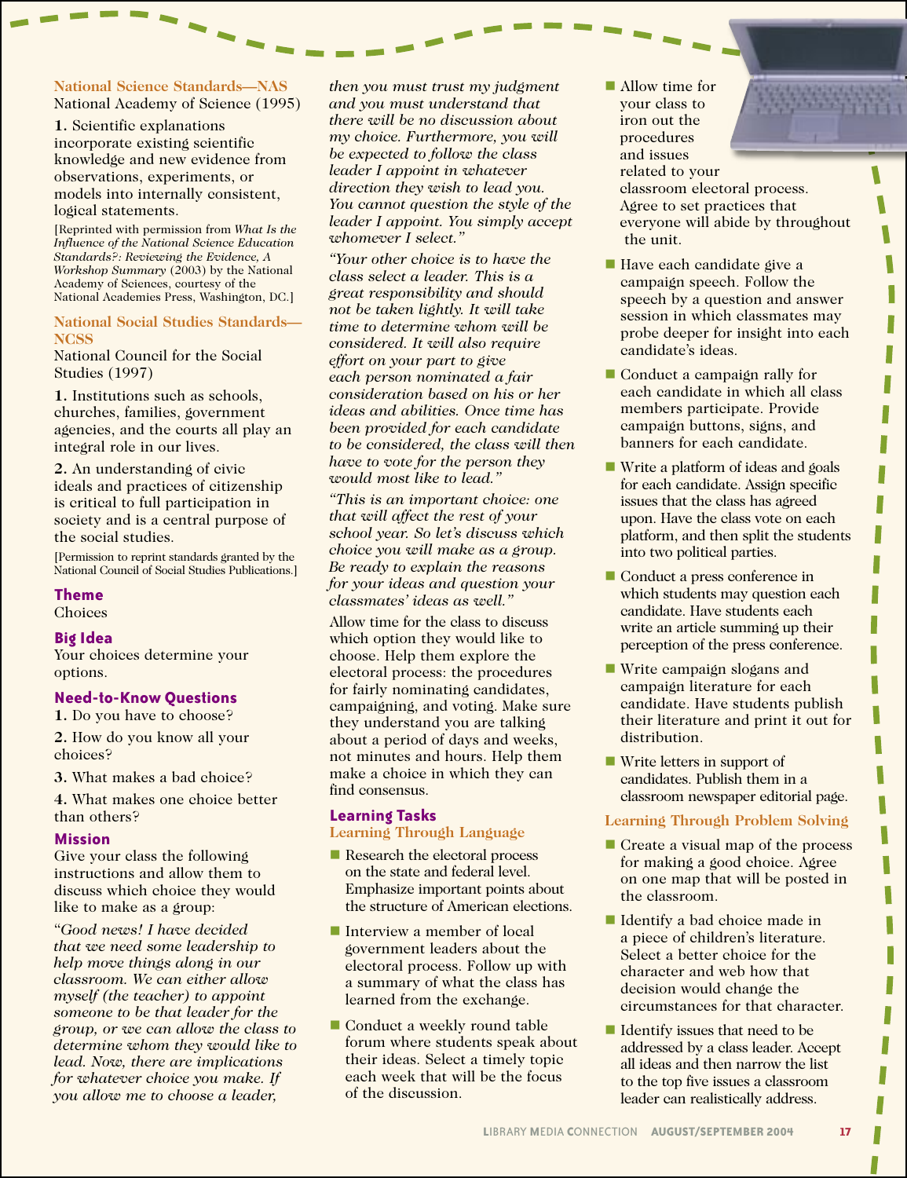### National Science Standards—NAS

National Academy of Science (1995)

**1.** Scientific explanations incorporate existing scientific knowledge and new evidence from observations, experiments, or models into internally consistent, logical statements.

[Reprinted with permission from *What Is the Influence of the National Science Education Standards?: Reviewing the Evidence, A Workshop Summary* (2003) by the National Academy of Sciences, courtesy of the National Academies Press, Washington, DC.]

### National Social Studies Standards—NCSS

National Council for the Social Studies (1997)

**1.** Institutions such as schools, churches, families, government agencies, and the courts all play an integral role in our lives.

**2.** An understanding of civic ideals and practices of citizenship is critical to full participation in society and is a central purpose of the social studies.

[Permission to reprint standards granted by the National Council of Social Studies Publications.]

### Theme

Choices

### Big Idea

Your choices determine your options.

### Need-to-Know Questions

**1.** Do you have to choose?

**2.** How do you know all your choices?

**3.** What makes a bad choice?

**4.** What makes one choice better than others?

### Mission

Give your class the following instructions and allow them to discuss which choice they would like to make as a group:

*"Good news! I have decided that we need some leadership to help move things along in our classroom. We can either allow myself (the teacher) to appoint someone to be that leader for the group, or we can allow the class to determine whom they would like to lead. Now, there are implications for whatever choice you make. If you allow me to choose a leader, then you must trust my judgment and you must understand that there will be no discussion about my choice. Furthermore, you will be expected to follow the class leader I appoint in whatever direction they wish to lead you. You cannot question the style of the leader I appoint. You simply accept whomever I select."*

*"Your other choice is to have the class select a leader. This is a great responsibility and should not be taken lightly. It will take time to determine whom will be considered. It will also require effort on your part to give each person nominated a fair consideration based on his or her ideas and abilities. Once time has been provided for each candidate to be considered, the class will then have to vote for the person they would most like to lead."*

*"This is an important choice: one that will affect the rest of your school year. So let's discuss which choice you will make as a group. Be ready to explain the reasons for your ideas and question your classmates' ideas as well."*

Allow time for the class to discuss which option they would like to choose. Help them explore the electoral process: the procedures for fairly nominating candidates, campaigning, and voting. Make sure they understand you are talking about a period of days and weeks, not minutes and hours. Help them make a choice in which they can find consensus.

### Learning Tasks

#### Learning Through Language

- Research the electoral process on the state and federal level. Emphasize important points about the structure of American elections.
- Interview a member of local government leaders about the electoral process. Follow up with a summary of what the class has learned from the exchange.
- Conduct a weekly round table forum where students speak about their ideas. Select a timely topic each week that will be the focus of the discussion.
- Allow time for your class to iron out the procedures and issues related to your classroom electoral process. Agree to set practices that everyone will abide by throughout the unit.
- Have each candidate give a campaign speech. Follow the speech by a question and answer session in which classmates may probe deeper for insight into each candidate's ideas.
- Conduct a campaign rally for each candidate in which all class members participate. Provide campaign buttons, signs, and banners for each candidate.
- Write a platform of ideas and goals for each candidate. Assign specific issues that the class has agreed upon. Have the class vote on each platform, and then split the students into two political parties.
- Conduct a press conference in which students may question each candidate. Have students each write an article summing up their perception of the press conference.
- Write campaign slogans and campaign literature for each candidate. Have students publish their literature and print it out for distribution.
- Write letters in support of candidates. Publish them in a classroom newspaper editorial page.

#### Learning Through Problem Solving

- Create a visual map of the process for making a good choice. Agree on one map that will be posted in the classroom.
- Identify a bad choice made in a piece of children's literature. Select a better choice for the character and web how that decision would change the circumstances for that character.
- Identify issues that need to be addressed by a class leader. Accept all ideas and then narrow the list to the top five issues a classroom leader can realistically address.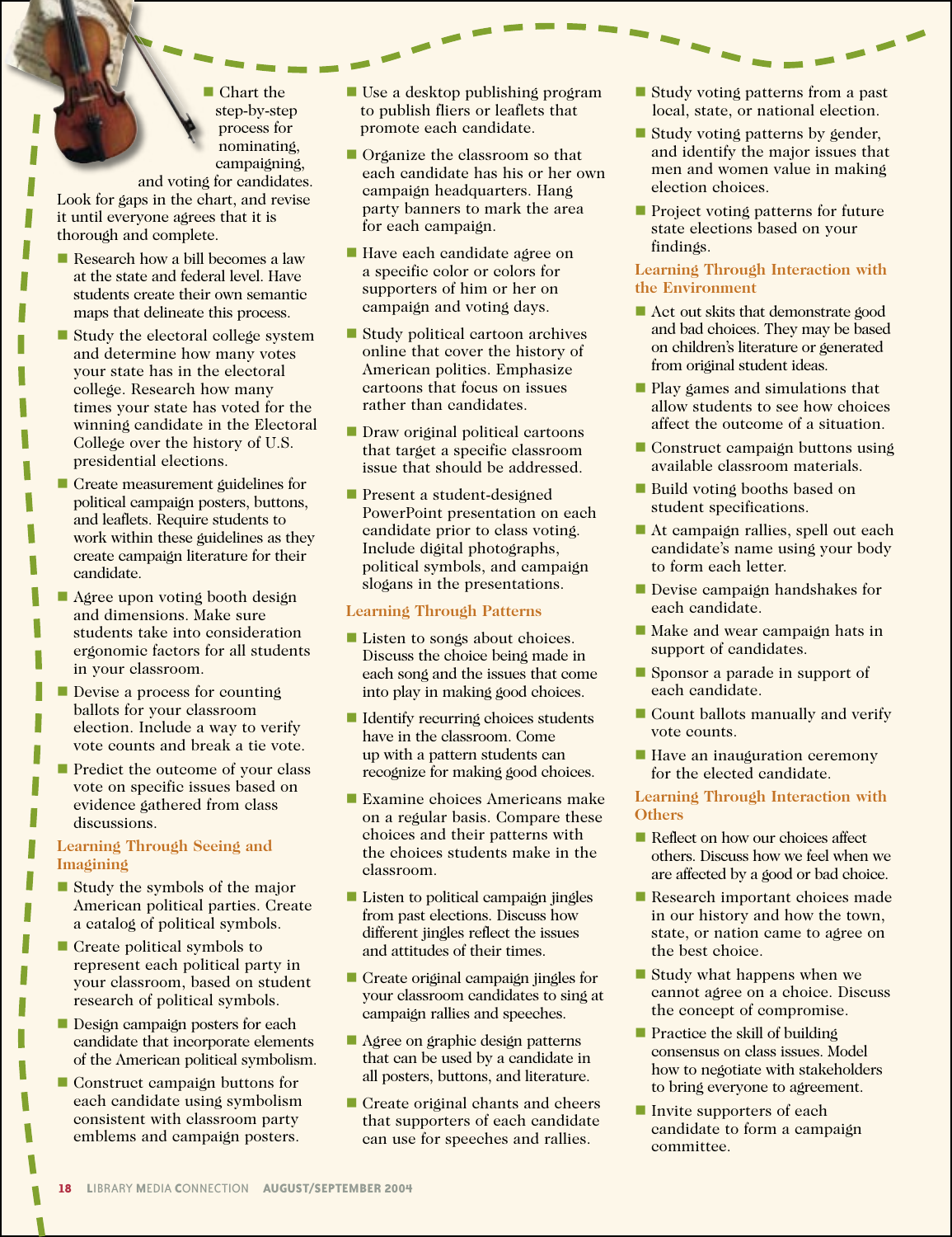- Chart the step-by-step process for nominating, campaigning, and voting for candidates. Look for gaps in the chart, and revise it until everyone agrees that it is thorough and complete.
- Research how a bill becomes a law at the state and federal level. Have students create their own semantic maps that delineate this process.
- Study the electoral college system and determine how many votes your state has in the electoral college. Research how many times your state has voted for the winning candidate in the Electoral College over the history of U.S. presidential elections.
- Create measurement guidelines for political campaign posters, buttons, and leaflets. Require students to work within these guidelines as they create campaign literature for their candidate.
- Agree upon voting booth design and dimensions. Make sure students take into consideration ergonomic factors for all students in your classroom.
- Devise a process for counting ballots for your classroom election. Include a way to verify vote counts and break a tie vote.
- Predict the outcome of your class vote on specific issues based on evidence gathered from class discussions.

### Learning Through Seeing and Imagining

- Study the symbols of the major American political parties. Create a catalog of political symbols.
- Create political symbols to represent each political party in your classroom, based on student research of political symbols.
- Design campaign posters for each candidate that incorporate elements of the American political symbolism.
- Construct campaign buttons for each candidate using symbolism consistent with classroom party emblems and campaign posters.
- Use a desktop publishing program to publish fliers or leaflets that promote each candidate.
- Organize the classroom so that each candidate has his or her own campaign headquarters. Hang party banners to mark the area for each campaign.
- Have each candidate agree on a specific color or colors for supporters of him or her on campaign and voting days.
- Study political cartoon archives online that cover the history of American politics. Emphasize cartoons that focus on issues rather than candidates.
- Draw original political cartoons that target a specific classroom issue that should be addressed.
- Present a student-designed PowerPoint presentation on each candidate prior to class voting. Include digital photographs, political symbols, and campaign slogans in the presentations.

### Learning Through Patterns

- Listen to songs about choices. Discuss the choice being made in each song and the issues that come into play in making good choices.
- Identify recurring choices students have in the classroom. Come up with a pattern students can recognize for making good choices.
- Examine choices Americans make on a regular basis. Compare these choices and their patterns with the choices students make in the classroom.
- Listen to political campaign jingles from past elections. Discuss how different jingles reflect the issues and attitudes of their times.
- Create original campaign jingles for your classroom candidates to sing at campaign rallies and speeches.
- Agree on graphic design patterns that can be used by a candidate in all posters, buttons, and literature.
- Create original chants and cheers that supporters of each candidate can use for speeches and rallies.
- Study voting patterns from a past local, state, or national election.
- Study voting patterns by gender, and identify the major issues that men and women value in making election choices.
- Project voting patterns for future state elections based on your findings.

### Learning Through Interaction with the Environment

- Act out skits that demonstrate good and bad choices. They may be based on children's literature or generated from original student ideas.
- Play games and simulations that allow students to see how choices affect the outcome of a situation.
- Construct campaign buttons using available classroom materials.
- Build voting booths based on student specifications.
- At campaign rallies, spell out each candidate's name using your body to form each letter.
- Devise campaign handshakes for each candidate.
- Make and wear campaign hats in support of candidates.
- Sponsor a parade in support of each candidate.
- Count ballots manually and verify vote counts.
- Have an inauguration ceremony for the elected candidate.

### Learning Through Interaction with Others

- Reflect on how our choices affect others. Discuss how we feel when we are affected by a good or bad choice.
- Research important choices made in our history and how the town, state, or nation came to agree on the best choice.
- Study what happens when we cannot agree on a choice. Discuss the concept of compromise.
- Practice the skill of building consensus on class issues. Model how to negotiate with stakeholders to bring everyone to agreement.
- Invite supporters of each candidate to form a campaign committee.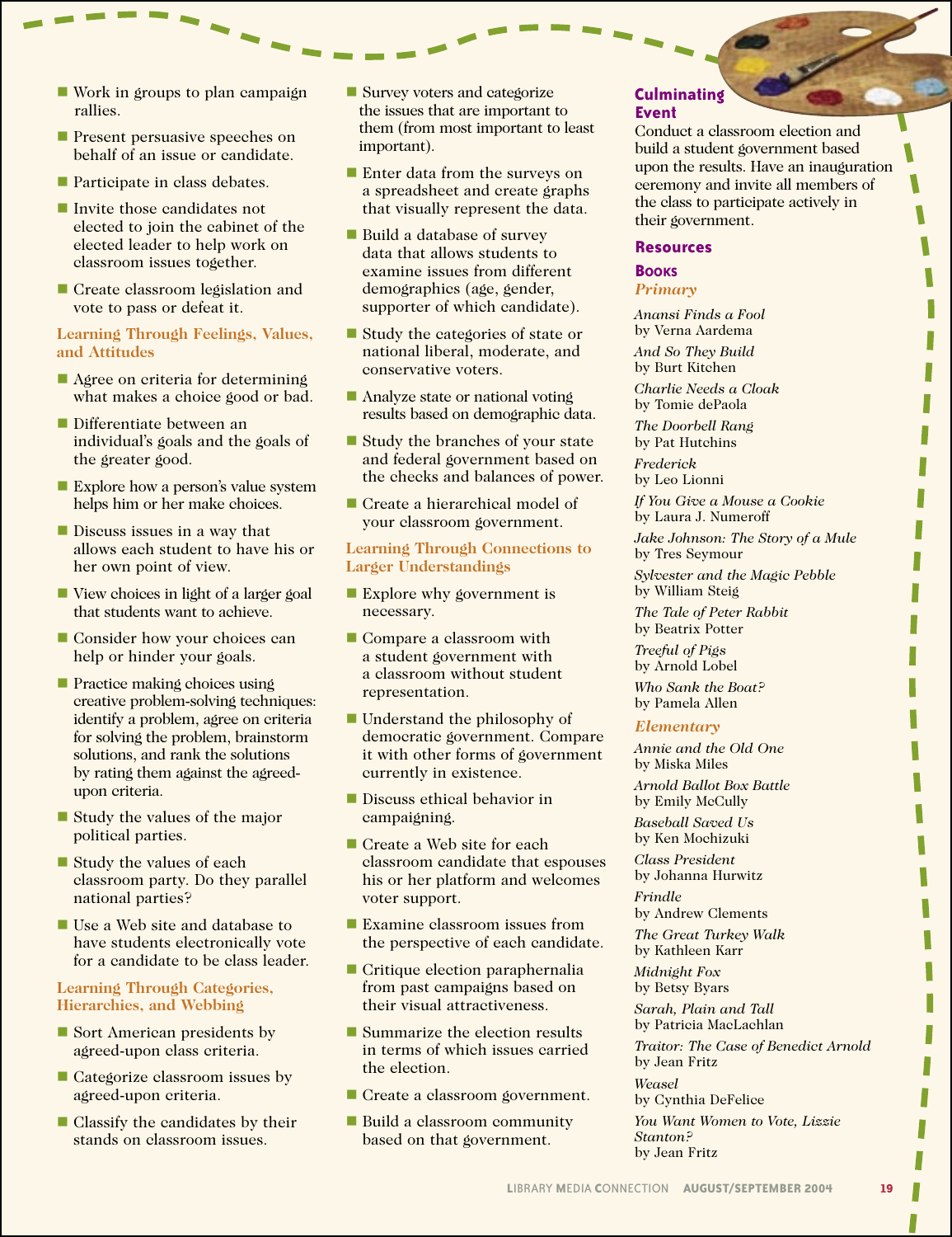- Work in groups to plan campaign rallies.
- Present persuasive speeches on behalf of an issue or candidate.
- Participate in class debates.
- Invite those candidates not elected to join the cabinet of the elected leader to help work on classroom issues together.
- Create classroom legislation and vote to pass or defeat it.

### Learning Through Feelings, Values, and Attitudes

- Agree on criteria for determining what makes a choice good or bad.
- Differentiate between an individual's goals and the goals of the greater good.
- Explore how a person's value system helps him or her make choices.
- Discuss issues in a way that allows each student to have his or her own point of view.
- View choices in light of a larger goal that students want to achieve.
- Consider how your choices can help or hinder your goals.
- Practice making choices using creative problem-solving techniques: identify a problem, agree on criteria for solving the problem, brainstorm solutions, and rank the solutions by rating them against the agreed-upon criteria.
- Study the values of the major political parties.
- Study the values of each classroom party. Do they parallel national parties?
- Use a Web site and database to have students electronically vote for a candidate to be class leader.

### Learning Through Categories, Hierarchies, and Webbing

- Sort American presidents by agreed-upon class criteria.
- Categorize classroom issues by agreed-upon criteria.
- Classify the candidates by their stands on classroom issues.
- Survey voters and categorize the issues that are important to them (from most important to least important).
- Enter data from the surveys on a spreadsheet and create graphs that visually represent the data.
- Build a database of survey data that allows students to examine issues from different demographics (age, gender, supporter of which candidate).
- Study the categories of state or national liberal, moderate, and conservative voters.
- Analyze state or national voting results based on demographic data.
- Study the branches of your state and federal government based on the checks and balances of power.
- Create a hierarchical model of your classroom government.

### Learning Through Connections to Larger Understandings

- Explore why government is necessary.
- Compare a classroom with a student government with a classroom without student representation.
- Understand the philosophy of democratic government. Compare it with other forms of government currently in existence.
- Discuss ethical behavior in campaigning.
- Create a Web site for each classroom candidate that espouses his or her platform and welcomes voter support.
- Examine classroom issues from the perspective of each candidate.
- Critique election paraphernalia from past campaigns based on their visual attractiveness.
- Summarize the election results in terms of which issues carried the election.
- Create a classroom government.
- Build a classroom community based on that government.

## Culminating Event

Conduct a classroom election and build a student government based upon the results. Have an inauguration ceremony and invite all members of the class to participate actively in their government.

## Resources

### Books

#### *Primary*

*Anansi Finds a Fool*
by Verna Aardema

*And So They Build*
by Burt Kitchen

*Charlie Needs a Cloak*
by Tomie dePaola

*The Doorbell Rang*
by Pat Hutchins

*Frederick*
by Leo Lionni

*If You Give a Mouse a Cookie*
by Laura J. Numeroff

*Jake Johnson: The Story of a Mule*
by Tres Seymour

*Sylvester and the Magic Pebble*
by William Steig

*The Tale of Peter Rabbit*
by Beatrix Potter

*Treeful of Pigs*
by Arnold Lobel

*Who Sank the Boat?*
by Pamela Allen

#### *Elementary*

*Annie and the Old One*
by Miska Miles

*Arnold Ballot Box Battle*
by Emily McCully

*Baseball Saved Us*
by Ken Mochizuki

*Class President*
by Johanna Hurwitz

*Frindle*
by Andrew Clements

*The Great Turkey Walk*
by Kathleen Karr

*Midnight Fox*
by Betsy Byars

*Sarah, Plain and Tall*
by Patricia MacLachlan

*Traitor: The Case of Benedict Arnold*
by Jean Fritz

*Weasel*
by Cynthia DeFelice

*You Want Women to Vote, Lizzie Stanton?*
by Jean Fritz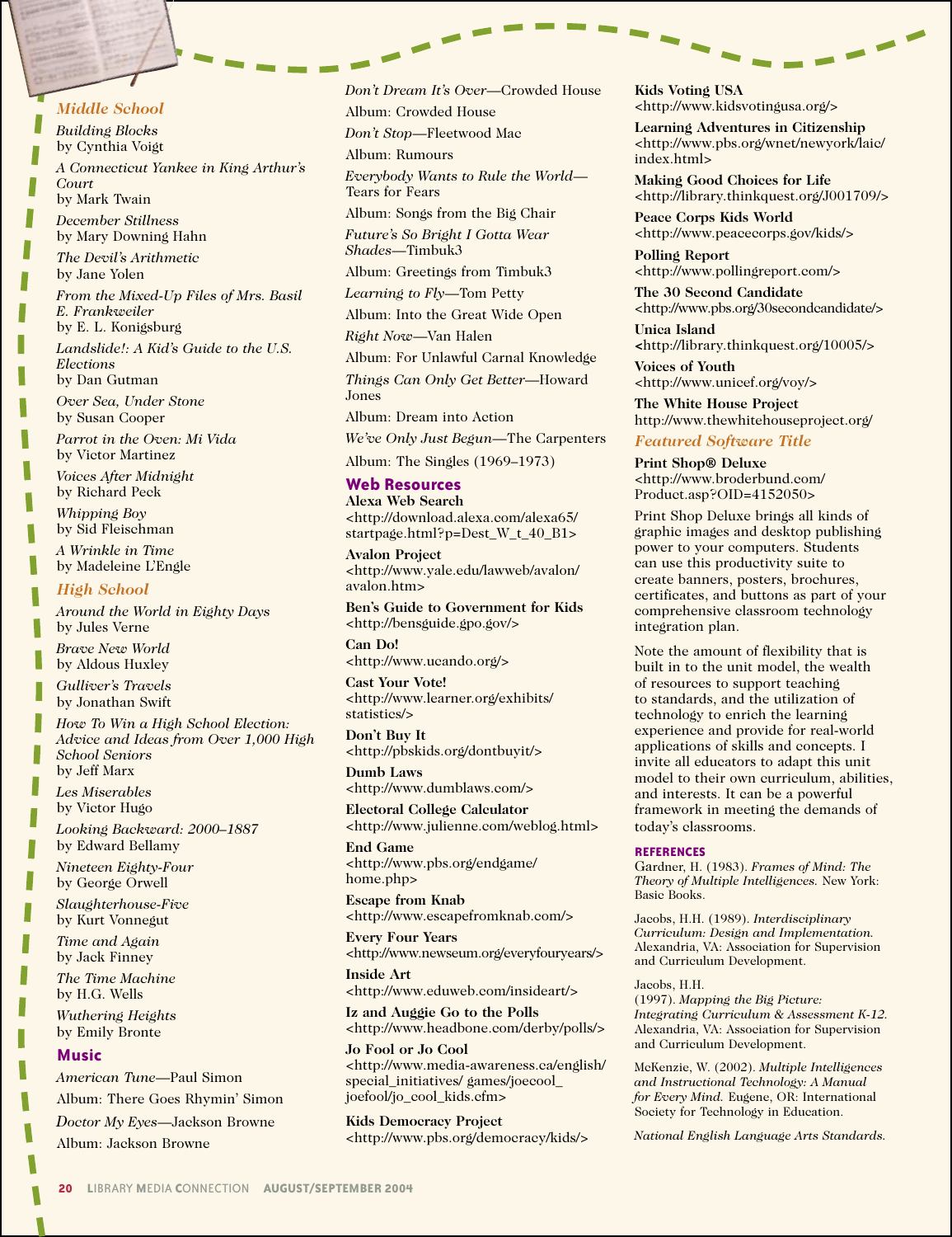### *Middle School*

*Building Blocks*
by Cynthia Voigt

*A Connecticut Yankee in King Arthur's Court*
by Mark Twain

*December Stillness*
by Mary Downing Hahn

*The Devil's Arithmetic*
by Jane Yolen

*From the Mixed-Up Files of Mrs. Basil E. Frankweiler*
by E. L. Konigsburg

*Landslide!: A Kid's Guide to the U.S. Elections*
by Dan Gutman

*Over Sea, Under Stone*
by Susan Cooper

*Parrot in the Oven: Mi Vida*
by Victor Martinez

*Voices After Midnight*
by Richard Peck

*Whipping Boy*
by Sid Fleischman

*A Wrinkle in Time*
by Madeleine L'Engle

### *High School*

*Around the World in Eighty Days*
by Jules Verne

*Brave New World*
by Aldous Huxley

*Gulliver's Travels*
by Jonathan Swift

*How To Win a High School Election: Advice and Ideas from Over 1,000 High School Seniors*
by Jeff Marx

*Les Miserables*
by Victor Hugo

*Looking Backward: 2000–1887*
by Edward Bellamy

*Nineteen Eighty-Four*
by George Orwell

*Slaughterhouse-Five*
by Kurt Vonnegut

*Time and Again*
by Jack Finney

*The Time Machine*
by H.G. Wells

*Wuthering Heights*
by Emily Bronte

### Music

*American Tune*—Paul Simon
Album: There Goes Rhymin' Simon

*Doctor My Eyes*—Jackson Browne
Album: Jackson Browne

*Don't Dream It's Over*—Crowded House
Album: Crowded House

*Don't Stop*—Fleetwood Mac
Album: Rumours

*Everybody Wants to Rule the World*—Tears for Fears
Album: Songs from the Big Chair

*Future's So Bright I Gotta Wear Shades*—Timbuk3
Album: Greetings from Timbuk3

*Learning to Fly*—Tom Petty
Album: Into the Great Wide Open

*Right Now*—Van Halen
Album: For Unlawful Carnal Knowledge

*Things Can Only Get Better*—Howard Jones
Album: Dream into Action

*We've Only Just Begun*—The Carpenters
Album: The Singles (1969–1973)

### Web Resources

**Alexa Web Search**
<http://download.alexa.com/alexa65/startpage.html?p=Dest_W_t_40_B1>

**Avalon Project**
<http://www.yale.edu/lawweb/avalon/avalon.htm>

**Ben's Guide to Government for Kids**
<http://bensguide.gpo.gov/>

**Can Do!**
<http://www.ucando.org/>

**Cast Your Vote!**
<http://www.learner.org/exhibits/statistics/>

**Don't Buy It**
<http://pbskids.org/dontbuyit/>

**Dumb Laws**
<http://www.dumblaws.com/>

**Electoral College Calculator**
<http://www.julienne.com/weblog.html>

**End Game**
<http://www.pbs.org/endgame/home.php>

**Escape from Knab**
<http://www.escapefromknab.com/>

**Every Four Years**
<http://www.newseum.org/everyfouryears/>

**Inside Art**
<http://www.eduweb.com/insideart/>

**Iz and Auggie Go to the Polls**
<http://www.headbone.com/derby/polls/>

**Jo Fool or Jo Cool**
<http://www.media-awareness.ca/english/special_initiatives/ games/joecool_joefool/jo_cool_kids.cfm>

**Kids Democracy Project**
<http://www.pbs.org/democracy/kids/>

**Kids Voting USA**
<http://www.kidsvotingusa.org/>

**Learning Adventures in Citizenship**
<http://www.pbs.org/wnet/newyork/laic/index.html>

**Making Good Choices for Life**
<http://library.thinkquest.org/J001709/>

**Peace Corps Kids World**
<http://www.peacecorps.gov/kids/>

**Polling Report**
<http://www.pollingreport.com/>

**The 30 Second Candidate**
<http://www.pbs.org/30secondcandidate/>

**Unica Island**
<http://library.thinkquest.org/10005/>

**Voices of Youth**
<http://www.unicef.org/voy/>

**The White House Project**
http://www.thewhitehouseproject.org/

### *Featured Software Title*

**Print Shop® Deluxe**
<http://www.broderbund.com/Product.asp?OID=4152050>

Print Shop Deluxe brings all kinds of graphic images and desktop publishing power to your computers. Students can use this productivity suite to create banners, posters, brochures, certificates, and buttons as part of your comprehensive classroom technology integration plan.

Note the amount of flexibility that is built in to the unit model, the wealth of resources to support teaching to standards, and the utilization of technology to enrich the learning experience and provide for real-world applications of skills and concepts. I invite all educators to adapt this unit model to their own curriculum, abilities, and interests. It can be a powerful framework in meeting the demands of today's classrooms.

#### REFERENCES

Gardner, H. (1983). *Frames of Mind: The Theory of Multiple Intelligences.* New York: Basic Books.

Jacobs, H.H. (1989). *Interdisciplinary Curriculum: Design and Implementation.* Alexandria, VA: Association for Supervision and Curriculum Development.

Jacobs, H.H. (1997). *Mapping the Big Picture: Integrating Curriculum & Assessment K-12.* Alexandria, VA: Association for Supervision and Curriculum Development.

McKenzie, W. (2002). *Multiple Intelligences and Instructional Technology: A Manual for Every Mind.* Eugene, OR: International Society for Technology in Education.

*National English Language Arts Standards.*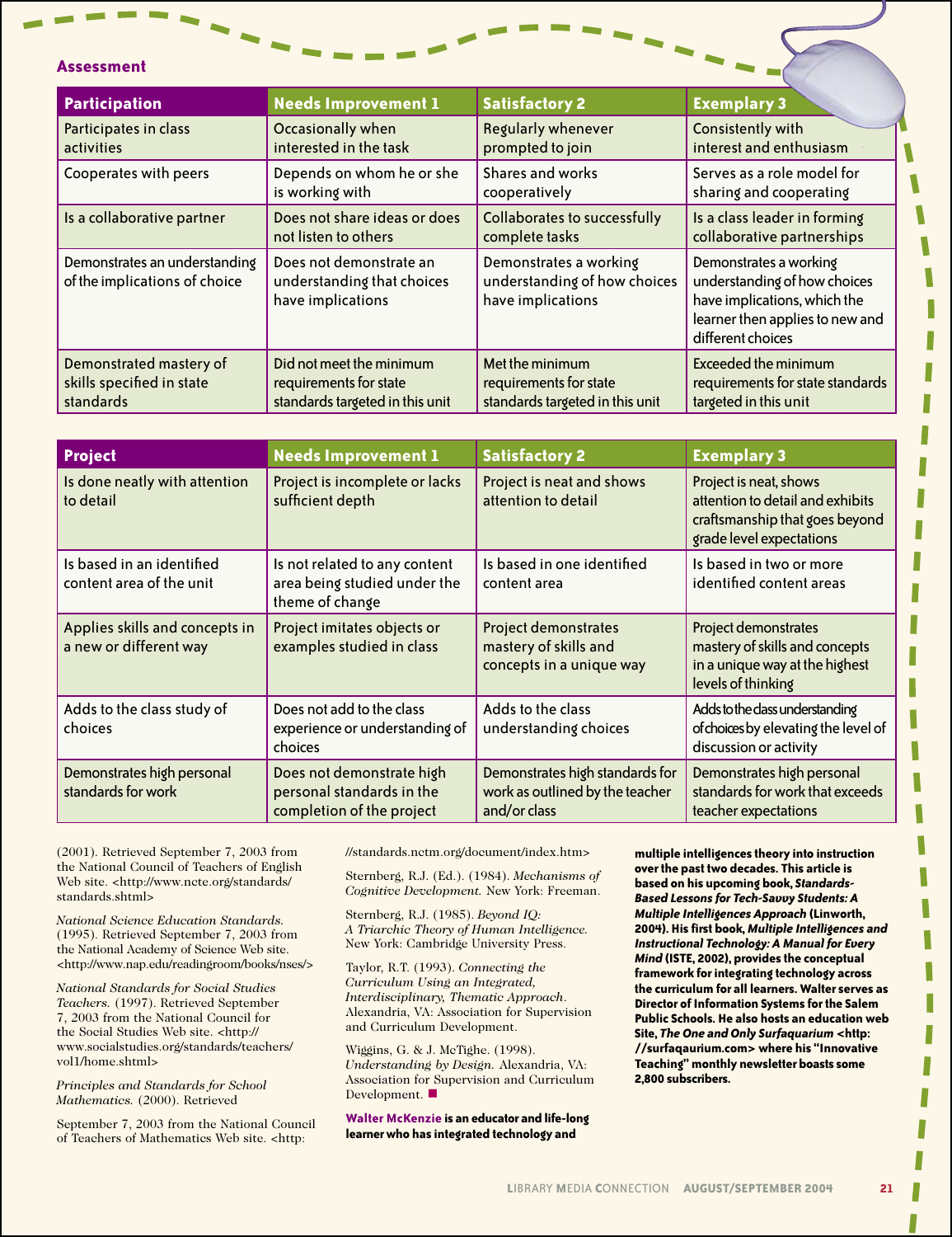**Assessment**

| Participation | Needs Improvement 1 | Satisfactory 2 | Exemplary 3 |
| --- | --- | --- | --- |
| Participates in class activities | Occasionally when interested in the task | Regularly whenever prompted to join | Consistently with interest and enthusiasm |
| Cooperates with peers | Depends on whom he or she is working with | Shares and works cooperatively | Serves as a role model for sharing and cooperating |
| Is a collaborative partner | Does not share ideas or does not listen to others | Collaborates to successfully complete tasks | Is a class leader in forming collaborative partnerships |
| Demonstrates an understanding of the implications of choice | Does not demonstrate an understanding that choices have implications | Demonstrates a working understanding of how choices have implications | Demonstrates a working understanding of how choices have implications, which the learner then applies to new and different choices |
| Demonstrated mastery of skills specified in state standards | Did not meet the minimum requirements for state standards targeted in this unit | Met the minimum requirements for state standards targeted in this unit | Exceeded the minimum requirements for state standards targeted in this unit |

| Project | Needs Improvement 1 | Satisfactory 2 | Exemplary 3 |
| --- | --- | --- | --- |
| Is done neatly with attention to detail | Project is incomplete or lacks sufficient depth | Project is neat and shows attention to detail | Project is neat, shows attention to detail and exhibits craftsmanship that goes beyond grade level expectations |
| Is based in an identified content area of the unit | Is not related to any content area being studied under the theme of change | Is based in one identified content area | Is based in two or more identified content areas |
| Applies skills and concepts in a new or different way | Project imitates objects or examples studied in class | Project demonstrates mastery of skills and concepts in a unique way | Project demonstrates mastery of skills and concepts in a unique way at the highest levels of thinking |
| Adds to the class study of choices | Does not add to the class experience or understanding of choices | Adds to the class understanding choices | Adds to the class understanding of choices by elevating the level of discussion or activity |
| Demonstrates high personal standards for work | Does not demonstrate high personal standards in the completion of the project | Demonstrates high standards for work as outlined by the teacher and/or class | Demonstrates high personal standards for work that exceeds teacher expectations |

(2001). Retrieved September 7, 2003 from the National Council of Teachers of English Web site. <http://www.ncte.org/standards/standards.shtml>

*National Science Education Standards.* (1995). Retrieved September 7, 2003 from the National Academy of Science Web site. <http://www.nap.edu/readingroom/books/nses/>

*National Standards for Social Studies Teachers.* (1997). Retrieved September 7, 2003 from the National Council for the Social Studies Web site. <http://www.socialstudies.org/standards/teachers/vol1/home.shtml>

*Principles and Standards for School Mathematics.* (2000). Retrieved

September 7, 2003 from the National Council of Teachers of Mathematics Web site. <http://standards.nctm.org/document/index.htm>

Sternberg, R.J. (Ed.). (1984). *Mechanisms of Cognitive Development.* New York: Freeman.

Sternberg, R.J. (1985). *Beyond IQ: A Triarchic Theory of Human Intelligence.* New York: Cambridge University Press.

Taylor, R.T. (1993). *Connecting the Curriculum Using an Integrated, Interdisciplinary, Thematic Approach.* Alexandria, VA: Association for Supervision and Curriculum Development.

Wiggins, G. & J. McTighe. (1998). *Understanding by Design.* Alexandria, VA: Association for Supervision and Curriculum Development. ■

**Walter McKenzie is an educator and life-long learner who has integrated technology and multiple intelligences theory into instruction over the past two decades. This article is based on his upcoming book, *Standards-Based Lessons for Tech-Savvy Students: A Multiple Intelligences Approach* (Linworth, 2004). His first book, *Multiple Intelligences and Instructional Technology: A Manual for Every Mind* (ISTE, 2002), provides the conceptual framework for integrating technology across the curriculum for all learners. Walter serves as Director of Information Systems for the Salem Public Schools. He also hosts an education web Site, *The One and Only Surfaquarium* <http://surfaqaurium.com> where his "Innovative Teaching" monthly newsletter boasts some 2,800 subscribers.**